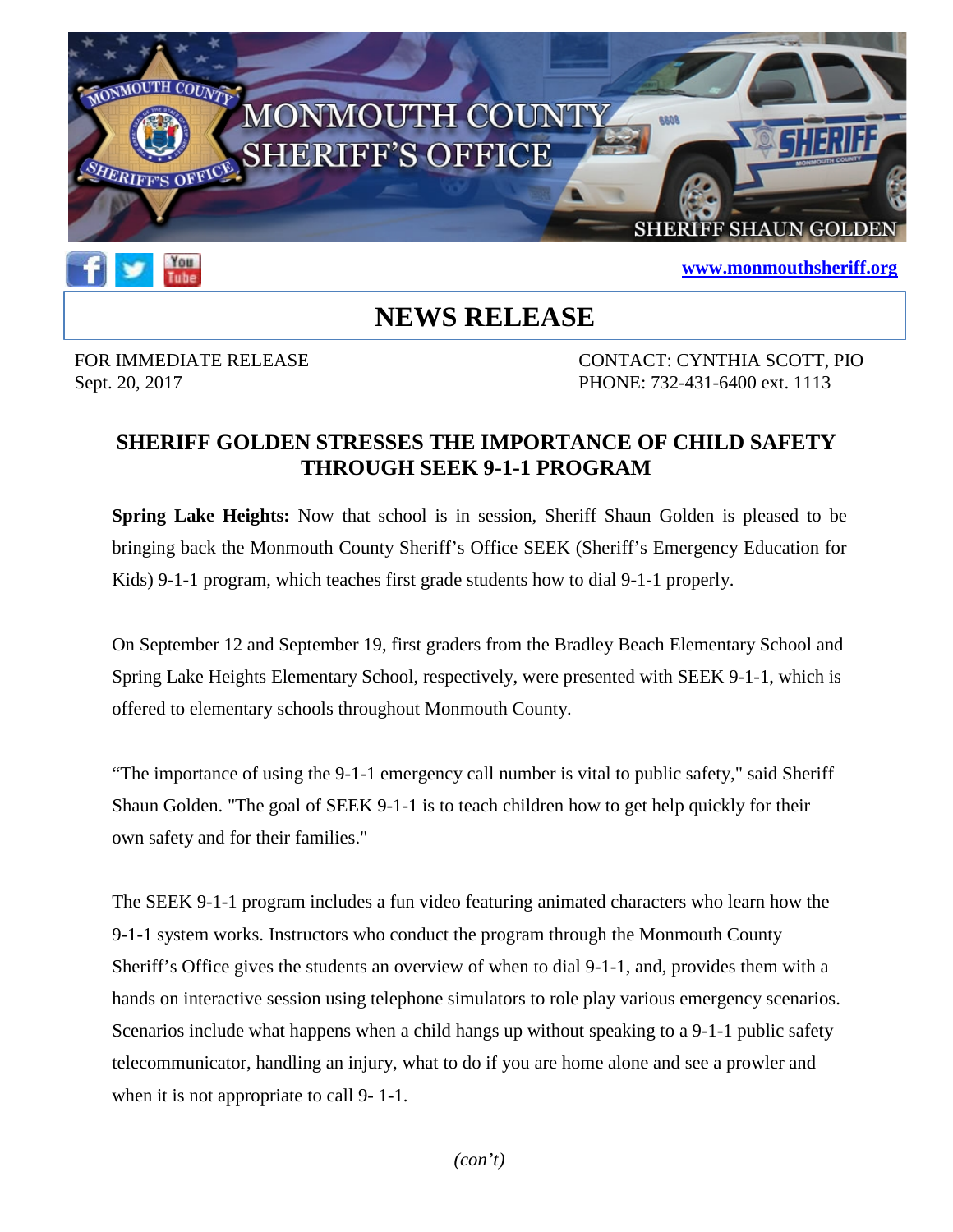MONMOUTH COUNTY SHERIFF'S OFFICE

SHERIFF SHAUN GOLDEN

**www.monmouthsheriff.org**

# NEWS RELEASE

FOR IMMEDIATE RELEASE
Sept. 20, 2017

CONTACT: CYNTHIA SCOTT, PIO
PHONE: 732-431-6400 ext. 1113

## SHERIFF GOLDEN STRESSES THE IMPORTANCE OF CHILD SAFETY THROUGH SEEK 9-1-1 PROGRAM

**Spring Lake Heights:** Now that school is in session, Sheriff Shaun Golden is pleased to be bringing back the Monmouth County Sheriff's Office SEEK (Sheriff's Emergency Education for Kids) 9-1-1 program, which teaches first grade students how to dial 9-1-1 properly.

On September 12 and September 19, first graders from the Bradley Beach Elementary School and Spring Lake Heights Elementary School, respectively, were presented with SEEK 9-1-1, which is offered to elementary schools throughout Monmouth County.

"The importance of using the 9-1-1 emergency call number is vital to public safety," said Sheriff Shaun Golden. "The goal of SEEK 9-1-1 is to teach children how to get help quickly for their own safety and for their families."

The SEEK 9-1-1 program includes a fun video featuring animated characters who learn how the 9-1-1 system works. Instructors who conduct the program through the Monmouth County Sheriff's Office gives the students an overview of when to dial 9-1-1, and, provides them with a hands on interactive session using telephone simulators to role play various emergency scenarios. Scenarios include what happens when a child hangs up without speaking to a 9-1-1 public safety telecommunicator, handling an injury, what to do if you are home alone and see a prowler and when it is not appropriate to call 9- 1-1.

*(con't)*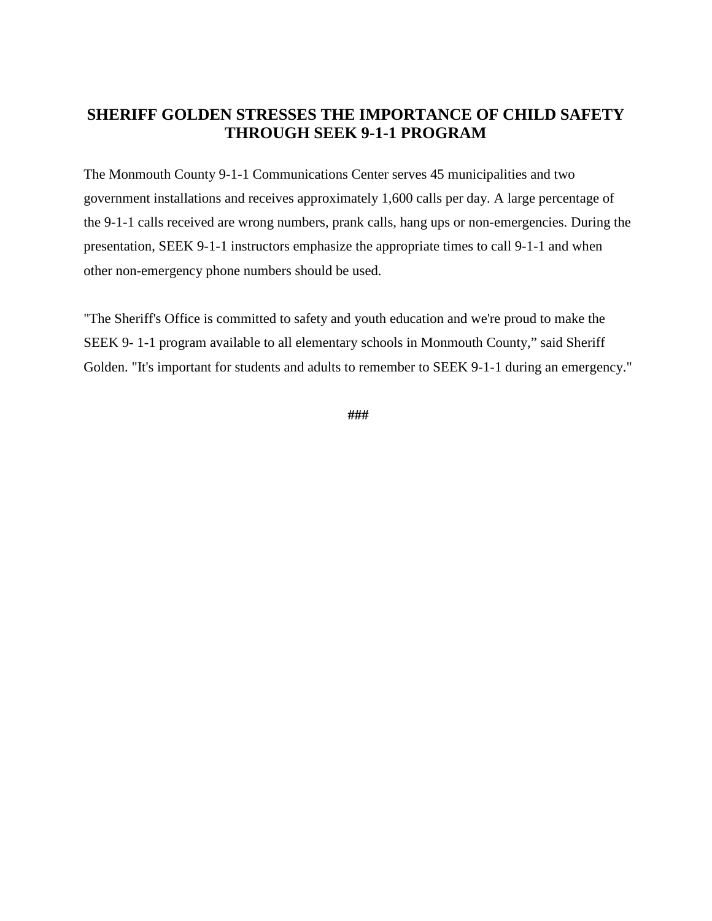## SHERIFF GOLDEN STRESSES THE IMPORTANCE OF CHILD SAFETY THROUGH SEEK 9-1-1 PROGRAM

The Monmouth County 9-1-1 Communications Center serves 45 municipalities and two government installations and receives approximately 1,600 calls per day. A large percentage of the 9-1-1 calls received are wrong numbers, prank calls, hang ups or non-emergencies. During the presentation, SEEK 9-1-1 instructors emphasize the appropriate times to call 9-1-1 and when other non-emergency phone numbers should be used.

"The Sheriff's Office is committed to safety and youth education and we're proud to make the SEEK 9- 1-1 program available to all elementary schools in Monmouth County," said Sheriff Golden. "It's important for students and adults to remember to SEEK 9-1-1 during an emergency."

**###**